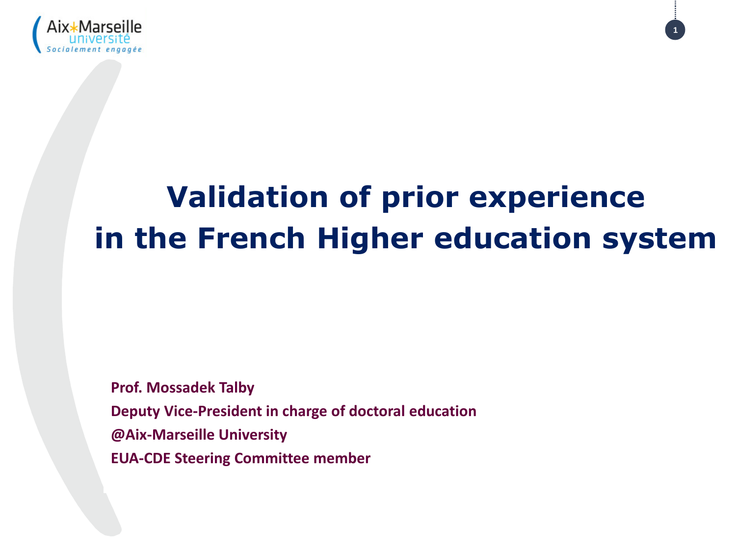# Validation of prior experience in the French Higher education system

**Prof. Mossadek Talby**

**Deputy Vice-President in charge of doctoral education**

**@Aix-Marseille University**

**EUA-CDE Steering Committee member**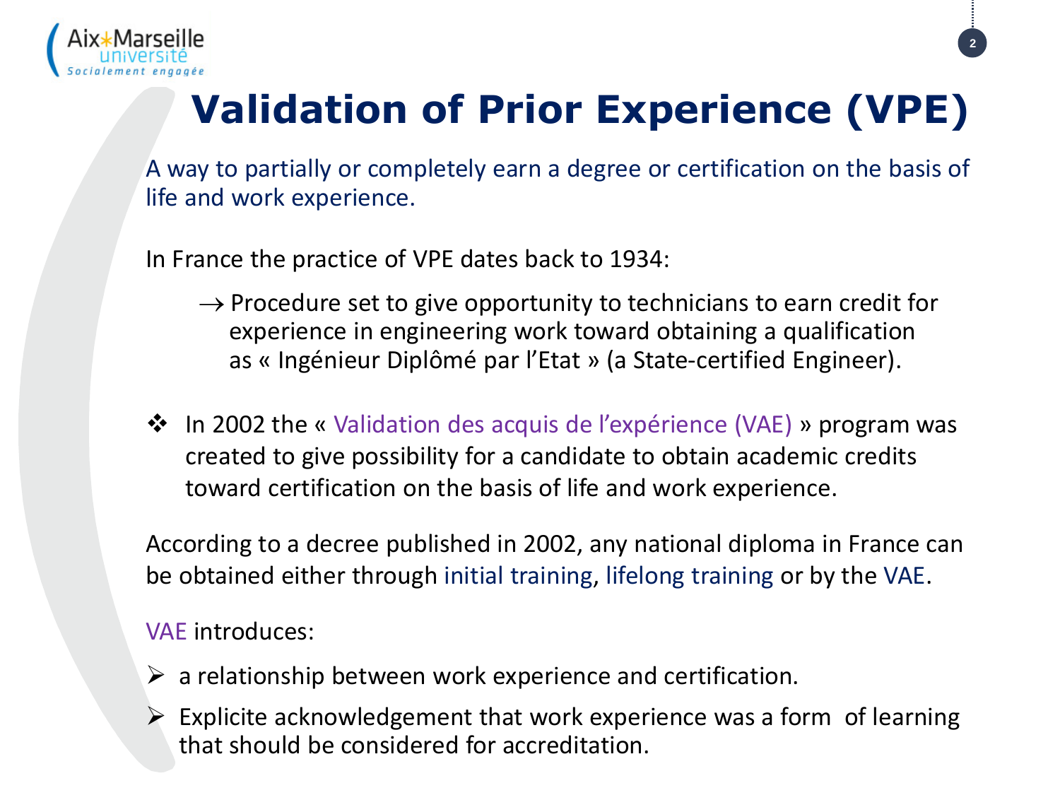# Validation of Prior Experience (VPE)

A way to partially or completely earn a degree or certification on the basis of life and work experience.

In France the practice of VPE dates back to 1934:

→ Procedure set to give opportunity to technicians to earn credit for experience in engineering work toward obtaining a qualification as « Ingénieur Diplômé par l'Etat » (a State-certified Engineer).

❖ In 2002 the « Validation des acquis de l'expérience (VAE) » program was created to give possibility for a candidate to obtain academic credits toward certification on the basis of life and work experience.

According to a decree published in 2002, any national diploma in France can be obtained either through initial training, lifelong training or by the VAE.

VAE introduces:

- a relationship between work experience and certification.
- Explicite acknowledgement that work experience was a form of learning that should be considered for accreditation.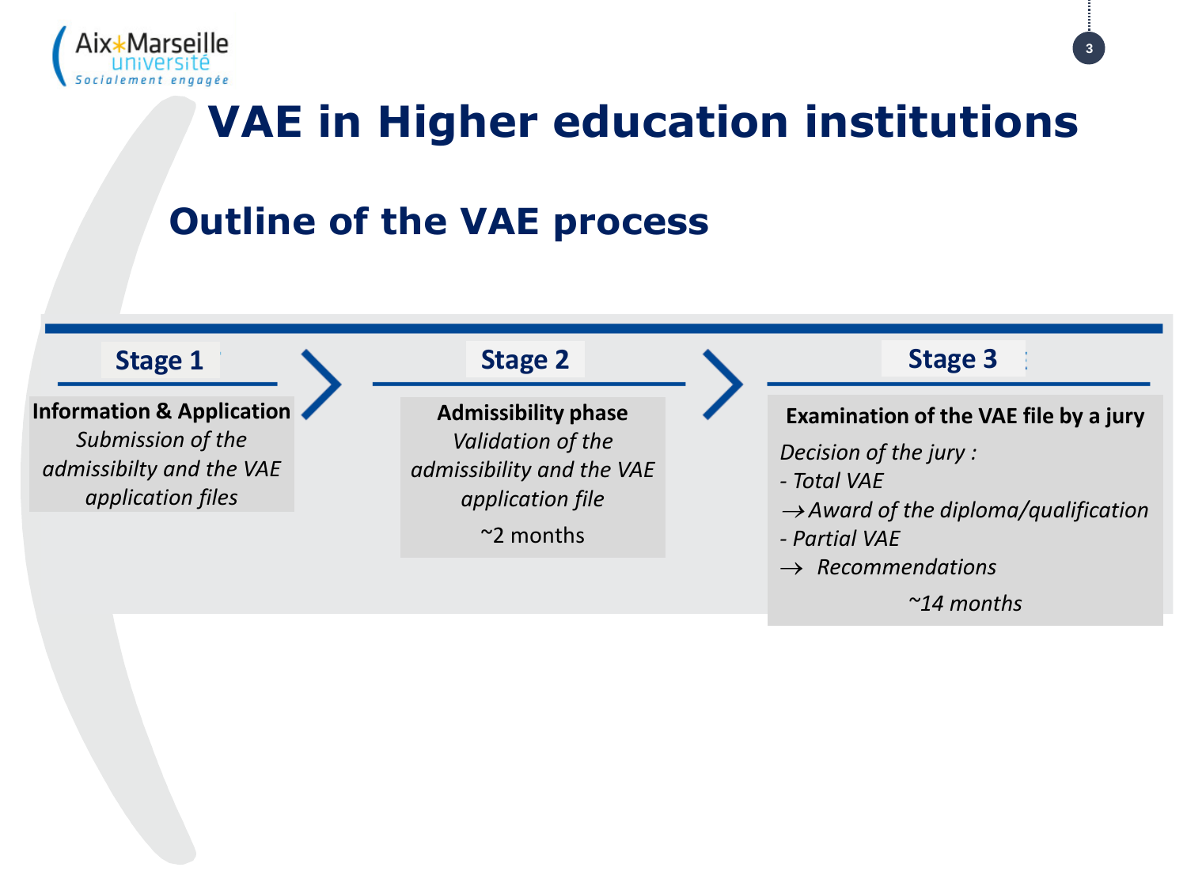# VAE in Higher education institutions

## Outline of the VAE process

### Stage 1

**Information & Application**

*Submission of the admissibilty and the VAE application files*

### Stage 2

**Admissibility phase**

*Validation of the admissibility and the VAE application file*

~2 months

### Stage 3

**Examination of the VAE file by a jury**

*Decision of the jury :*

*- Total VAE*

*→ Award of the diploma/qualification*

*- Partial VAE*

*→ Recommendations*

*~14 months*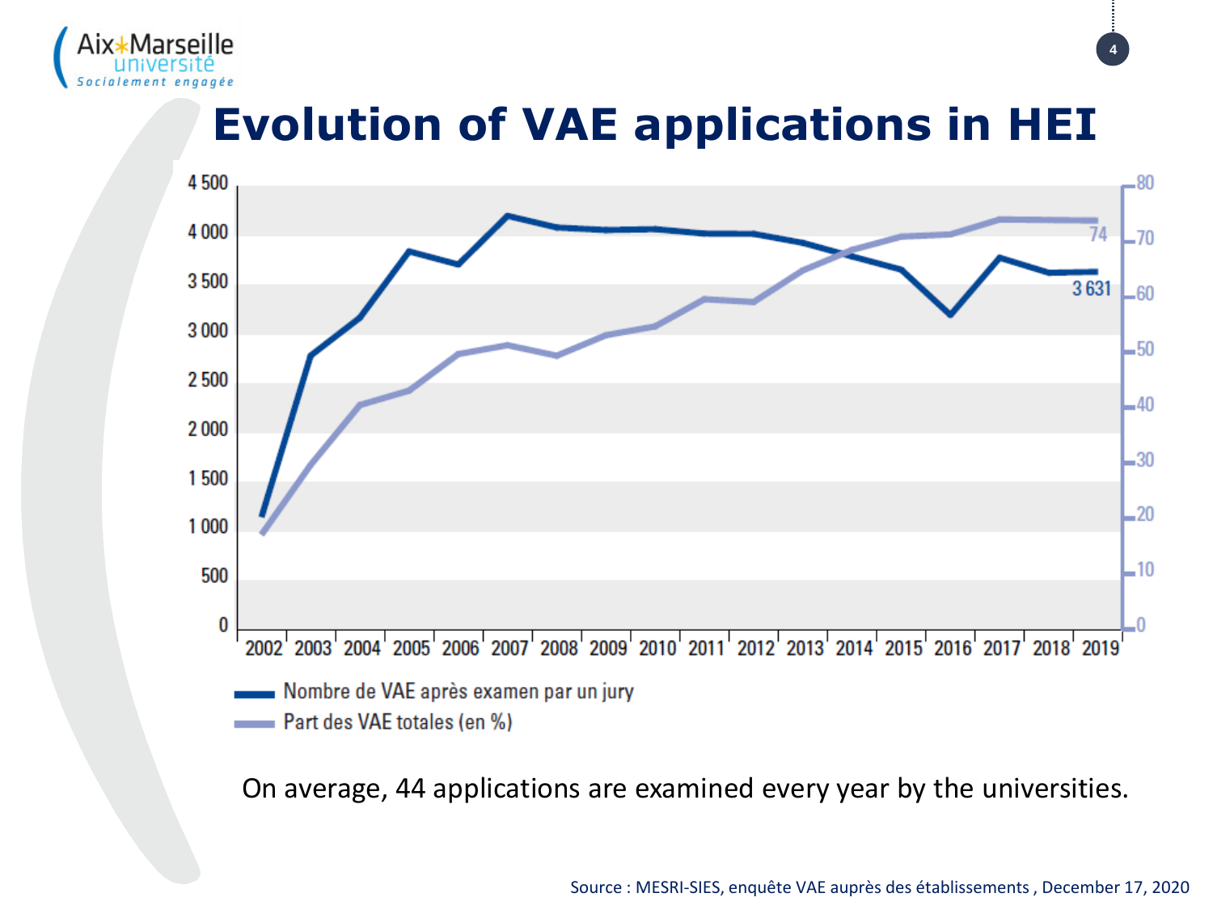# Evolution of VAE applications in HEI

On average, 44 applications are examined every year by the universities.

Source : MESRI-SIES, enquête VAE auprès des établissements , December 17, 2020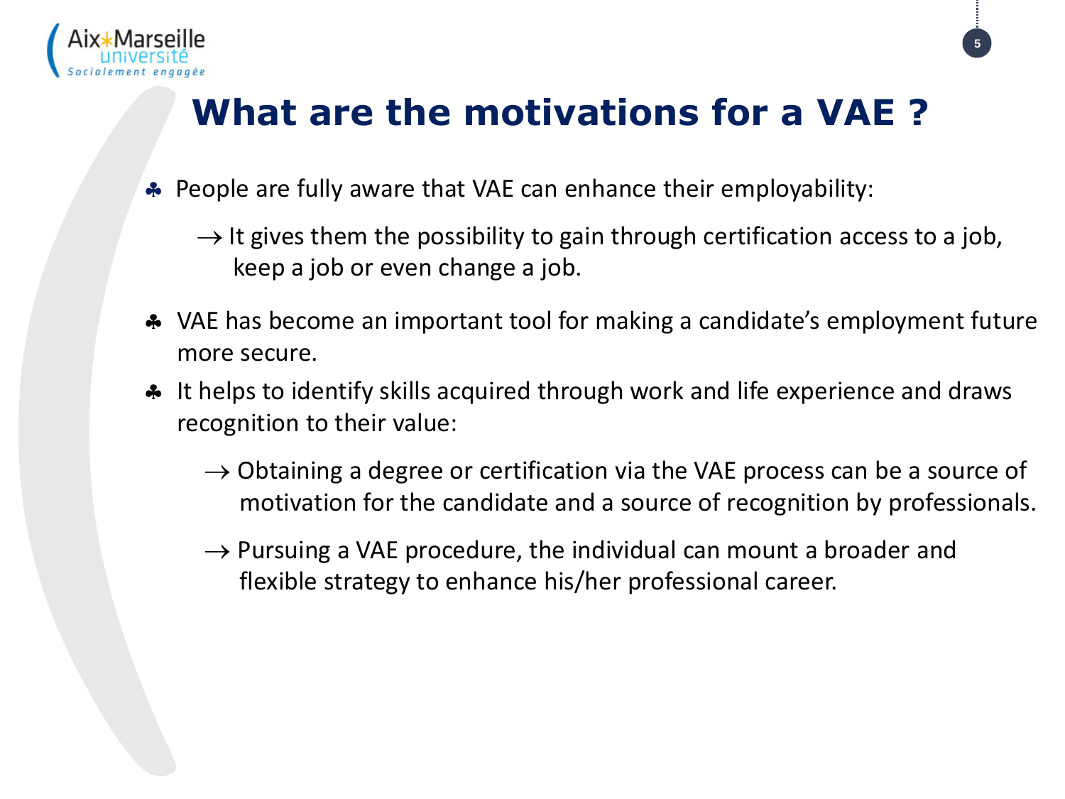# What are the motivations for a VAE ?

- People are fully aware that VAE can enhance their employability:
  - → It gives them the possibility to gain through certification access to a job, keep a job or even change a job.
- VAE has become an important tool for making a candidate's employment future more secure.
- It helps to identify skills acquired through work and life experience and draws recognition to their value:
  - → Obtaining a degree or certification via the VAE process can be a source of motivation for the candidate and a source of recognition by professionals.
  - → Pursuing a VAE procedure, the individual can mount a broader and flexible strategy to enhance his/her professional career.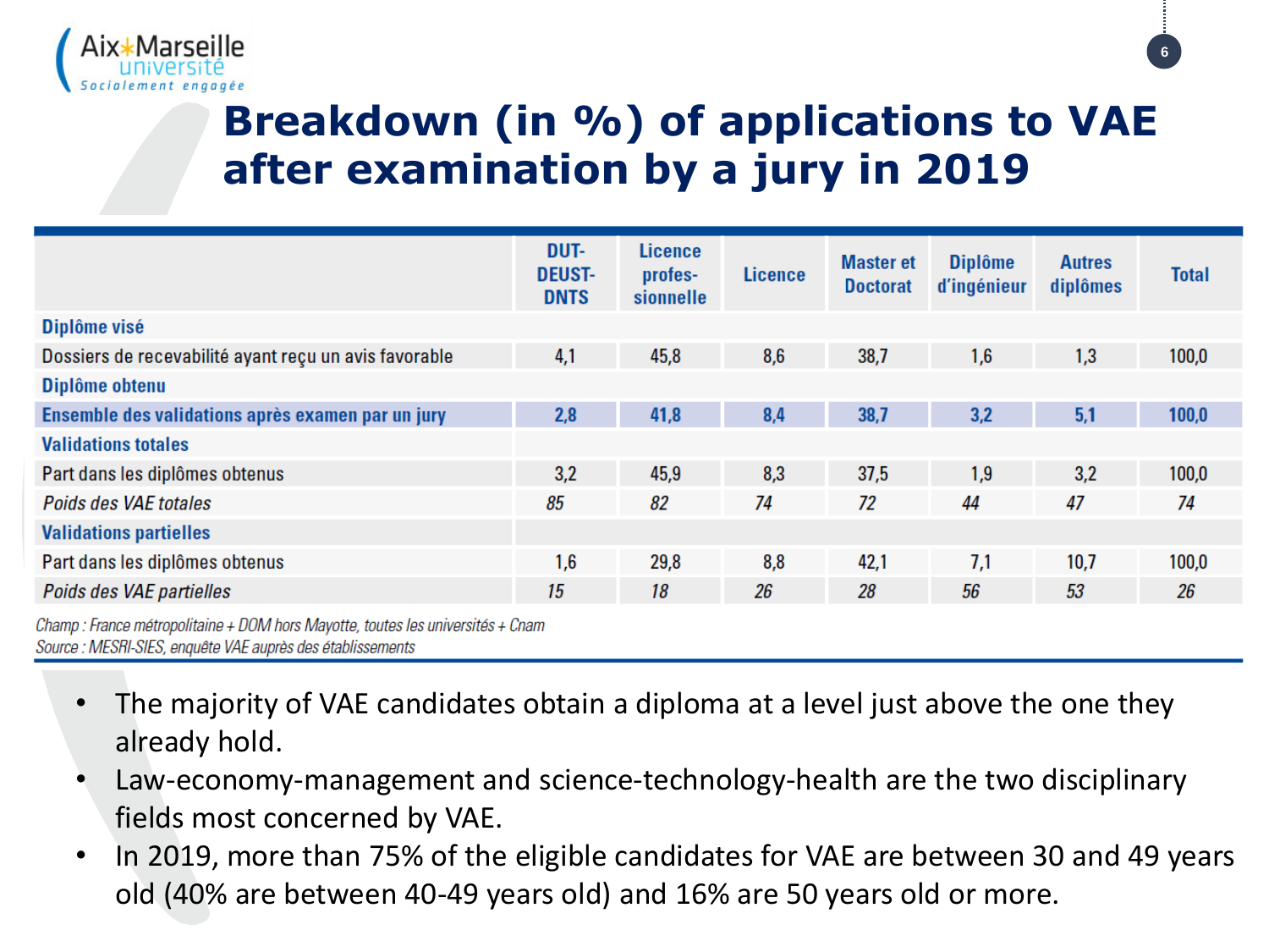# Breakdown (in %) of applications to VAE after examination by a jury in 2019

| | DUT-DEUST-DNTS | Licence profes-sionnelle | Licence | Master et Doctorat | Diplôme d'ingénieur | Autres diplômes | Total |
|---|---|---|---|---|---|---|---|
| **Diplôme visé** | | | | | | | |
| Dossiers de recevabilité ayant reçu un avis favorable | 4,1 | 45,8 | 8,6 | 38,7 | 1,6 | 1,3 | 100,0 |
| **Diplôme obtenu** | | | | | | | |
| **Ensemble des validations après examen par un jury** | **2,8** | **41,8** | **8,4** | **38,7** | **3,2** | **5,1** | **100,0** |
| **Validations totales** | | | | | | | |
| Part dans les diplômes obtenus | 3,2 | 45,9 | 8,3 | 37,5 | 1,9 | 3,2 | 100,0 |
| *Poids des VAE totales* | *85* | *82* | *74* | *72* | *44* | *47* | *74* |
| **Validations partielles** | | | | | | | |
| Part dans les diplômes obtenus | 1,6 | 29,8 | 8,8 | 42,1 | 7,1 | 10,7 | 100,0 |
| *Poids des VAE partielles* | *15* | *18* | *26* | *28* | *56* | *53* | *26* |

*Champ : France métropolitaine + DOM hors Mayotte, toutes les universités + Cnam*
*Source : MESRI-SIES, enquête VAE auprès des établissements*

- The majority of VAE candidates obtain a diploma at a level just above the one they already hold.
- Law-economy-management and science-technology-health are the two disciplinary fields most concerned by VAE.
- In 2019, more than 75% of the eligible candidates for VAE are between 30 and 49 years old (40% are between 40-49 years old) and 16% are 50 years old or more.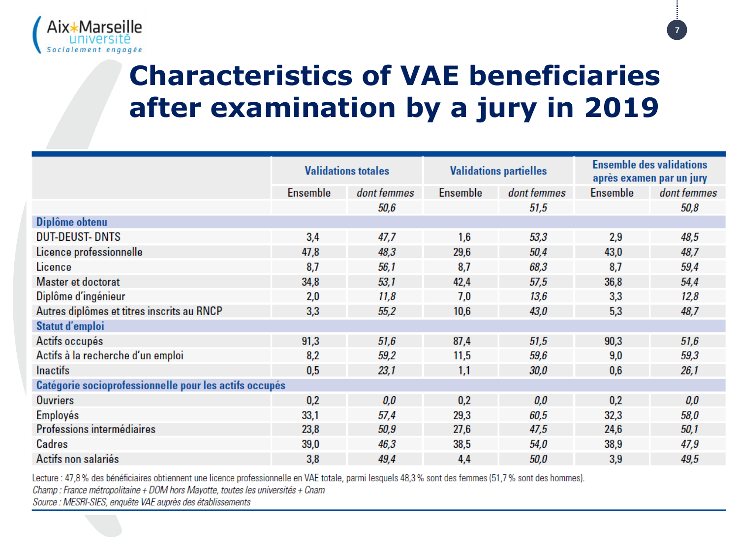# Characteristics of VAE beneficiaries after examination by a jury in 2019

| | Validations totales | | Validations partielles | | Ensemble des validations après examen par un jury | |
|---|---|---|---|---|---|---|
| | Ensemble | *dont femmes* | Ensemble | *dont femmes* | Ensemble | *dont femmes* |
| | | *50,6* | | *51,5* | | *50,8* |
| **Diplôme obtenu** | | | | | | |
| DUT-DEUST- DNTS | 3,4 | *47,7* | 1,6 | *53,3* | 2,9 | *48,5* |
| Licence professionnelle | 47,8 | *48,3* | 29,6 | *50,4* | 43,0 | *48,7* |
| Licence | 8,7 | *56,1* | 8,7 | *68,3* | 8,7 | *59,4* |
| Master et doctorat | 34,8 | *53,1* | 42,4 | *57,5* | 36,8 | *54,4* |
| Diplôme d'ingénieur | 2,0 | *11,8* | 7,0 | *13,6* | 3,3 | *12,8* |
| Autres diplômes et titres inscrits au RNCP | 3,3 | *55,2* | 10,6 | *43,0* | 5,3 | *48,7* |
| **Statut d'emploi** | | | | | | |
| Actifs occupés | 91,3 | *51,6* | 87,4 | *51,5* | 90,3 | *51,6* |
| Actifs à la recherche d'un emploi | 8,2 | *59,2* | 11,5 | *59,6* | 9,0 | *59,3* |
| Inactifs | 0,5 | *23,1* | 1,1 | *30,0* | 0,6 | *26,1* |
| **Catégorie socioprofessionnelle pour les actifs occupés** | | | | | | |
| Ouvriers | 0,2 | *0,0* | 0,2 | *0,0* | 0,2 | *0,0* |
| Employés | 33,1 | *57,4* | 29,3 | *60,5* | 32,3 | *58,0* |
| Professions intermédiaires | 23,8 | *50,9* | 27,6 | *47,5* | 24,6 | *50,1* |
| Cadres | 39,0 | *46,3* | 38,5 | *54,0* | 38,9 | *47,9* |
| Actifs non salariés | 3,8 | *49,4* | 4,4 | *50,0* | 3,9 | *49,5* |

Lecture : 47,8 % des bénéficiaires obtiennent une licence professionnelle en VAE totale, parmi lesquels 48,3 % sont des femmes (51,7 % sont des hommes).
*Champ : France métropolitaine + DOM hors Mayotte, toutes les universités + Cnam*
*Source : MESRI-SIES, enquête VAE auprès des établissements*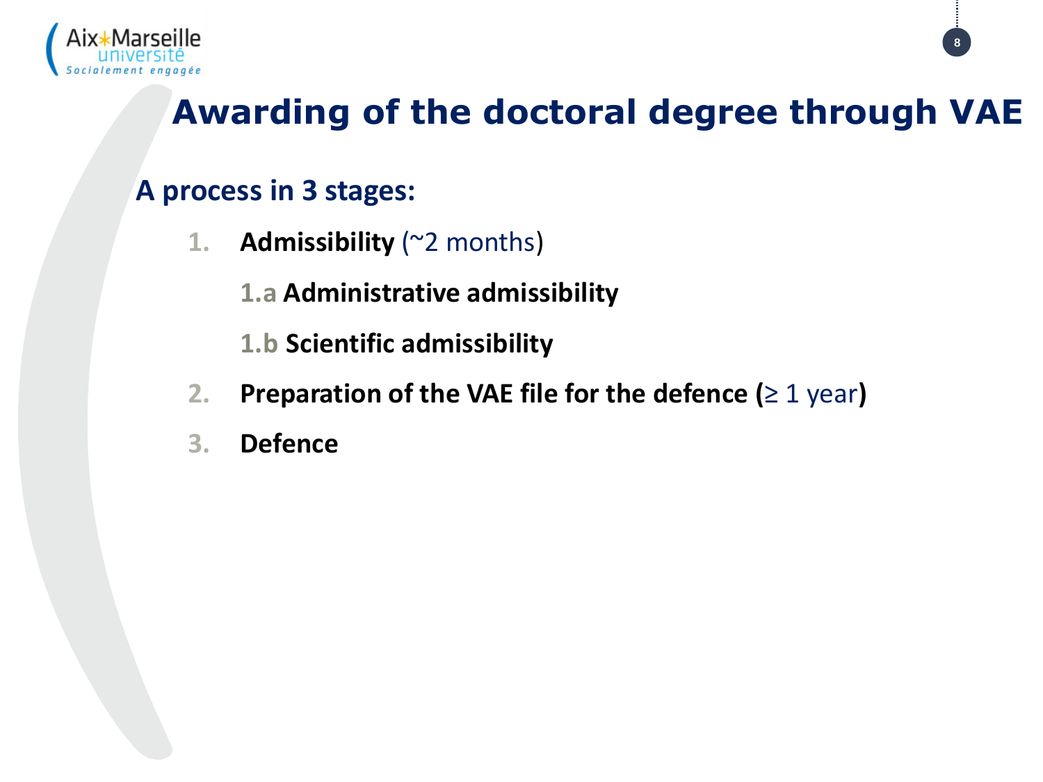# Awarding of the doctoral degree through VAE

**A process in 3 stages:**

1. **Admissibility** (~2 months)

   1.a **Administrative admissibility**

   1.b **Scientific admissibility**

2. **Preparation of the VAE file for the defence (**≥ 1 year**)**
3. **Defence**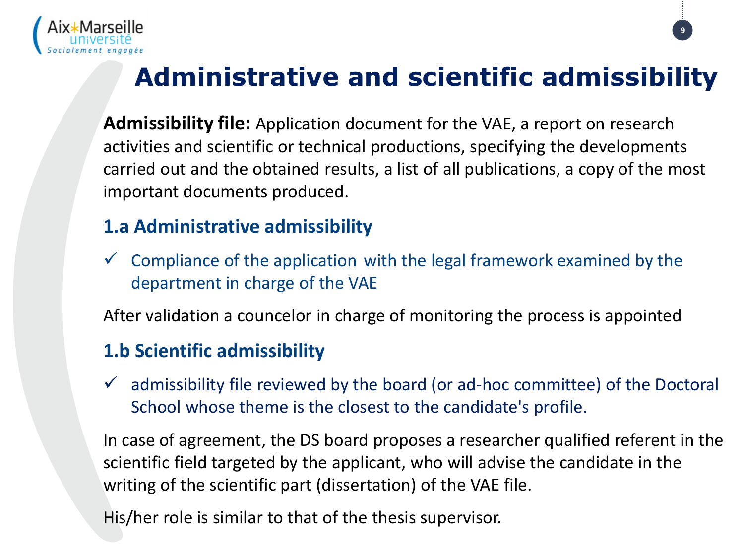# Administrative and scientific admissibility

**Admissibility file:** Application document for the VAE, a report on research activities and scientific or technical productions, specifying the developments carried out and the obtained results, a list of all publications, a copy of the most important documents produced.

## 1.a Administrative admissibility

- ✓ Compliance of the application with the legal framework examined by the department in charge of the VAE

After validation a councelor in charge of monitoring the process is appointed

## 1.b Scientific admissibility

- ✓ admissibility file reviewed by the board (or ad-hoc committee) of the Doctoral School whose theme is the closest to the candidate's profile.

In case of agreement, the DS board proposes a researcher qualified referent in the scientific field targeted by the applicant, who will advise the candidate in the writing of the scientific part (dissertation) of the VAE file.

His/her role is similar to that of the thesis supervisor.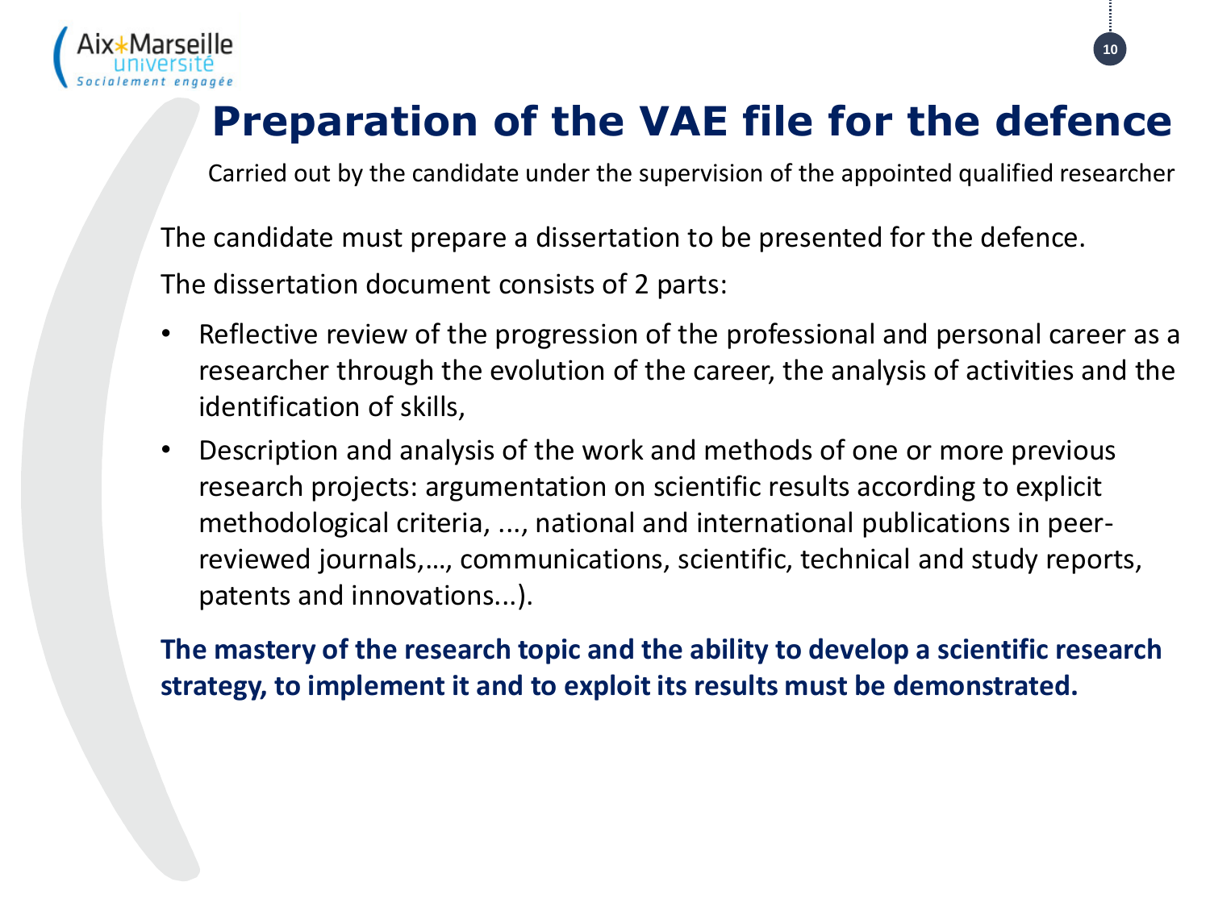# Preparation of the VAE file for the defence

Carried out by the candidate under the supervision of the appointed qualified researcher

The candidate must prepare a dissertation to be presented for the defence.

The dissertation document consists of 2 parts:

- Reflective review of the progression of the professional and personal career as a researcher through the evolution of the career, the analysis of activities and the identification of skills,
- Description and analysis of the work and methods of one or more previous research projects: argumentation on scientific results according to explicit methodological criteria, ..., national and international publications in peer-reviewed journals,…, communications, scientific, technical and study reports, patents and innovations...).

**The mastery of the research topic and the ability to develop a scientific research strategy, to implement it and to exploit its results must be demonstrated.**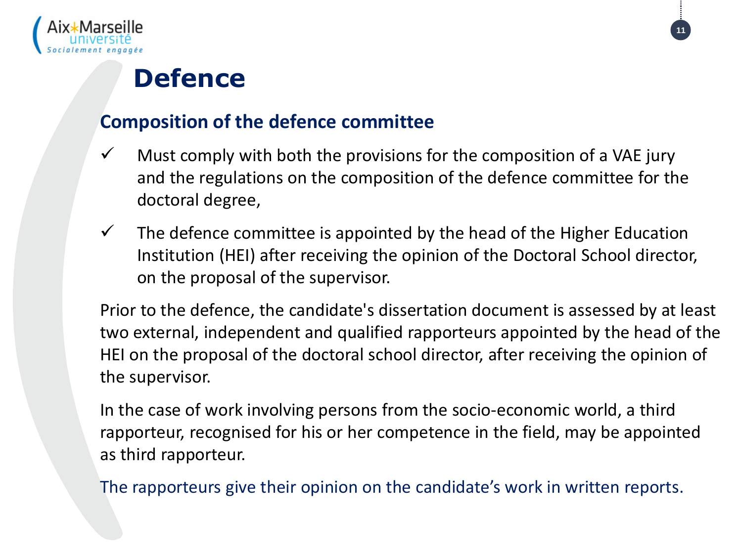# Defence

## Composition of the defence committee

- ✓ Must comply with both the provisions for the composition of a VAE jury and the regulations on the composition of the defence committee for the doctoral degree,
- ✓ The defence committee is appointed by the head of the Higher Education Institution (HEI) after receiving the opinion of the Doctoral School director, on the proposal of the supervisor.

Prior to the defence, the candidate's dissertation document is assessed by at least two external, independent and qualified rapporteurs appointed by the head of the HEI on the proposal of the doctoral school director, after receiving the opinion of the supervisor.

In the case of work involving persons from the socio-economic world, a third rapporteur, recognised for his or her competence in the field, may be appointed as third rapporteur.

The rapporteurs give their opinion on the candidate's work in written reports.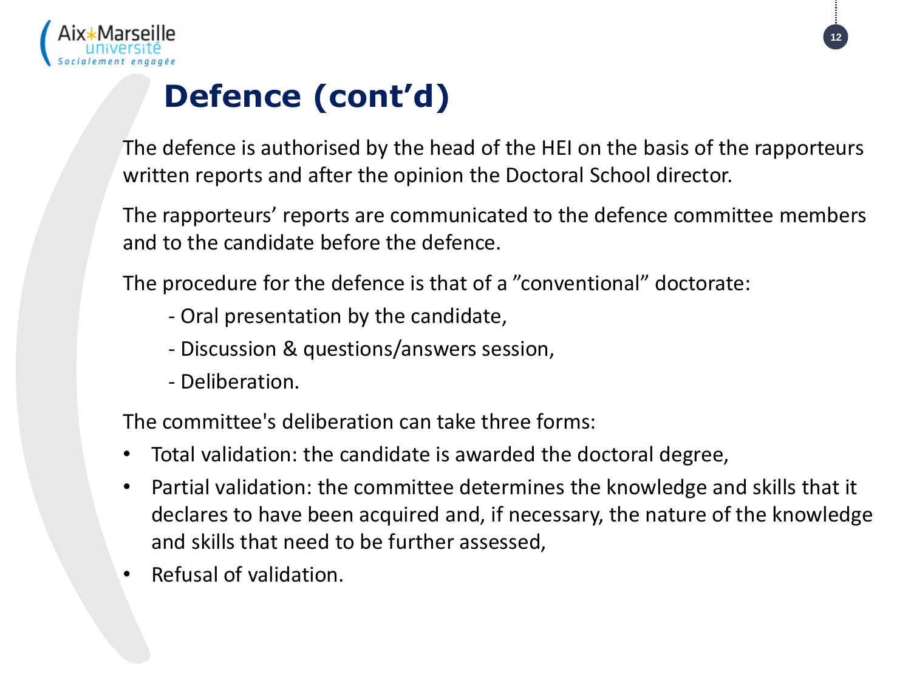# Defence (cont'd)

The defence is authorised by the head of the HEI on the basis of the rapporteurs written reports and after the opinion the Doctoral School director.

The rapporteurs' reports are communicated to the defence committee members and to the candidate before the defence.

The procedure for the defence is that of a "conventional" doctorate:

- Oral presentation by the candidate,
- Discussion & questions/answers session,
- Deliberation.

The committee's deliberation can take three forms:

- Total validation: the candidate is awarded the doctoral degree,
- Partial validation: the committee determines the knowledge and skills that it declares to have been acquired and, if necessary, the nature of the knowledge and skills that need to be further assessed,
- Refusal of validation.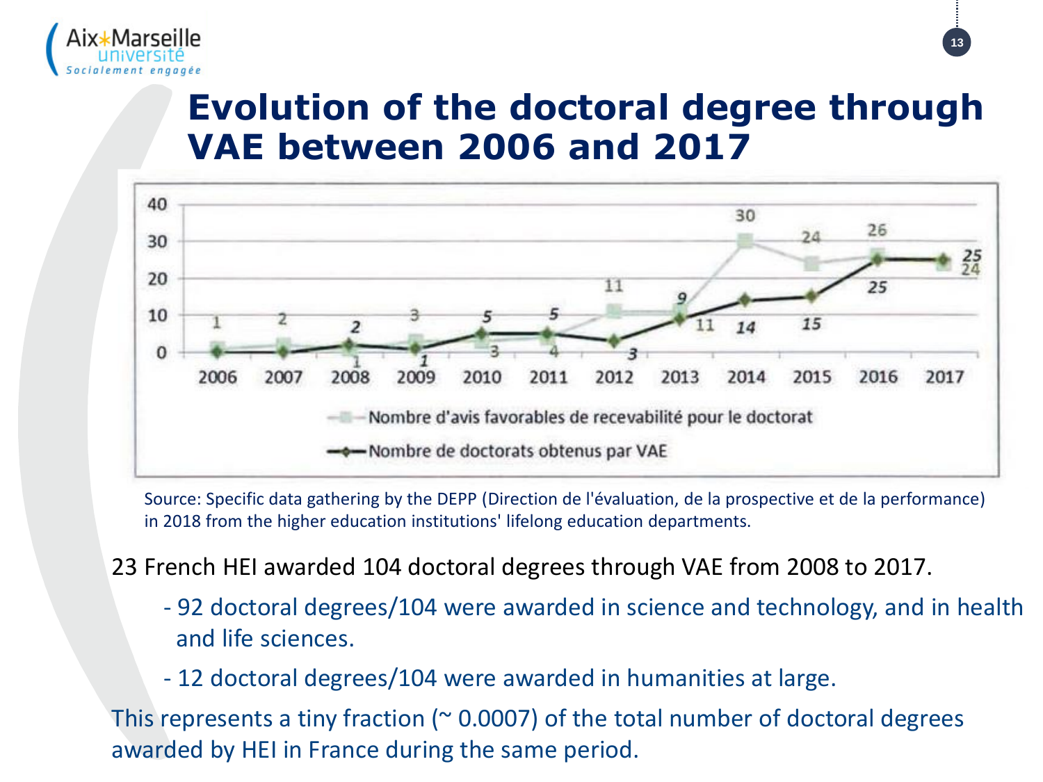# Evolution of the doctoral degree through VAE between 2006 and 2017

| Year | Nombre d'avis favorables de recevabilité pour le doctorat | Nombre de doctorats obtenus par VAE |
| --- | --- | --- |
| 2006 | 1 | |
| 2007 | 2 | |
| 2008 | 1 | 2 |
| 2009 | 3 | 1 |
| 2010 | 3 | 5 |
| 2011 | 4 | 5 |
| 2012 | 11 | 3 |
| 2013 | 11 | 9 |
| 2014 | 30 | 14 |
| 2015 | 24 | 15 |
| 2016 | 26 | 25 |
| 2017 | 24 | 25 |

Source: Specific data gathering by the DEPP (Direction de l'évaluation, de la prospective et de la performance) in 2018 from the higher education institutions' lifelong education departments.

23 French HEI awarded 104 doctoral degrees through VAE from 2008 to 2017.

- 92 doctoral degrees/104 were awarded in science and technology, and in health and life sciences.
- 12 doctoral degrees/104 were awarded in humanities at large.

This represents a tiny fraction (~ 0.0007) of the total number of doctoral degrees awarded by HEI in France during the same period.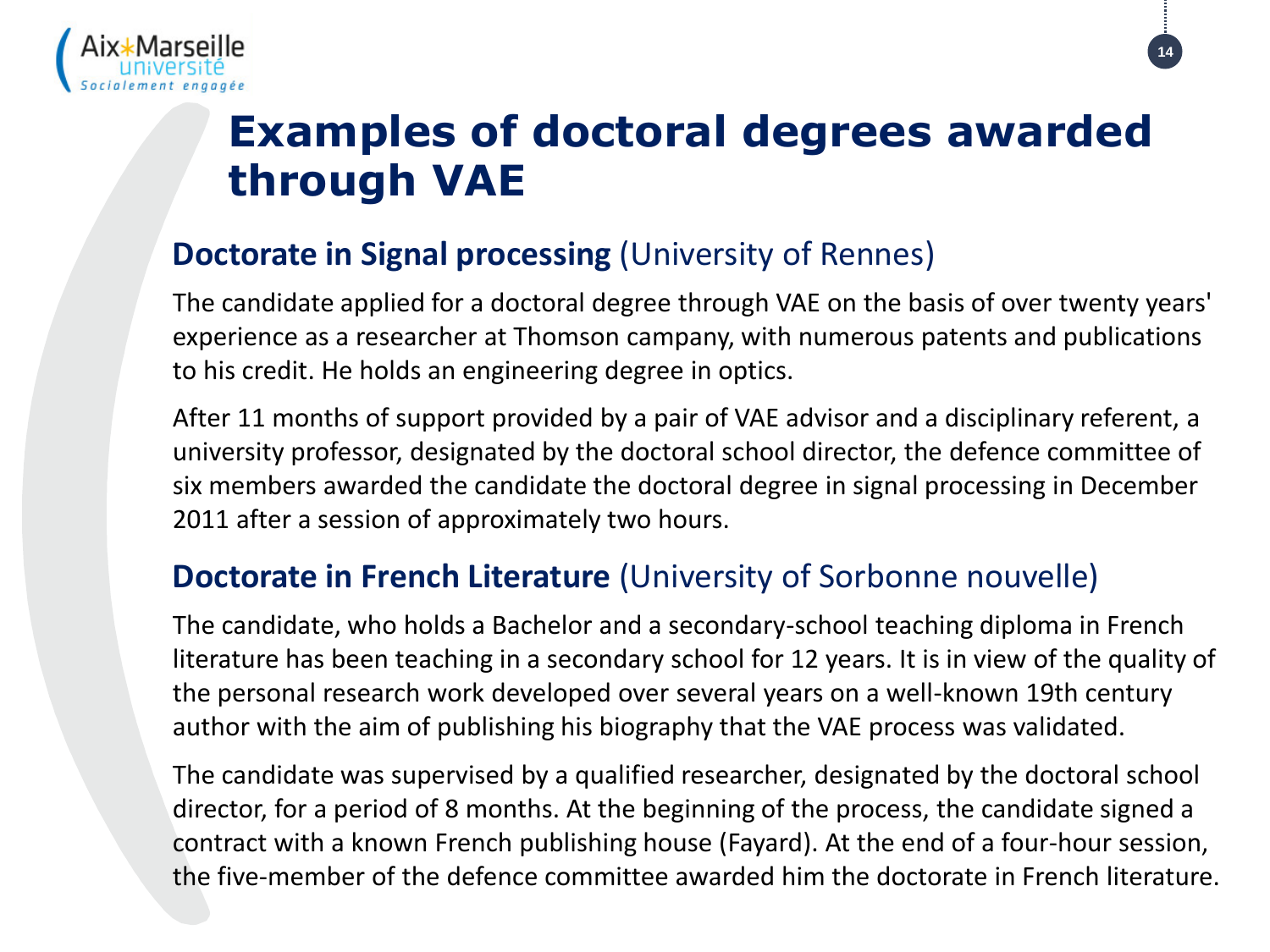# Examples of doctoral degrees awarded through VAE

## Doctorate in Signal processing (University of Rennes)

The candidate applied for a doctoral degree through VAE on the basis of over twenty years' experience as a researcher at Thomson campany, with numerous patents and publications to his credit. He holds an engineering degree in optics.

After 11 months of support provided by a pair of VAE advisor and a disciplinary referent, a university professor, designated by the doctoral school director, the defence committee of six members awarded the candidate the doctoral degree in signal processing in December 2011 after a session of approximately two hours.

## Doctorate in French Literature (University of Sorbonne nouvelle)

The candidate, who holds a Bachelor and a secondary-school teaching diploma in French literature has been teaching in a secondary school for 12 years. It is in view of the quality of the personal research work developed over several years on a well-known 19th century author with the aim of publishing his biography that the VAE process was validated.

The candidate was supervised by a qualified researcher, designated by the doctoral school director, for a period of 8 months. At the beginning of the process, the candidate signed a contract with a known French publishing house (Fayard). At the end of a four-hour session, the five-member of the defence committee awarded him the doctorate in French literature.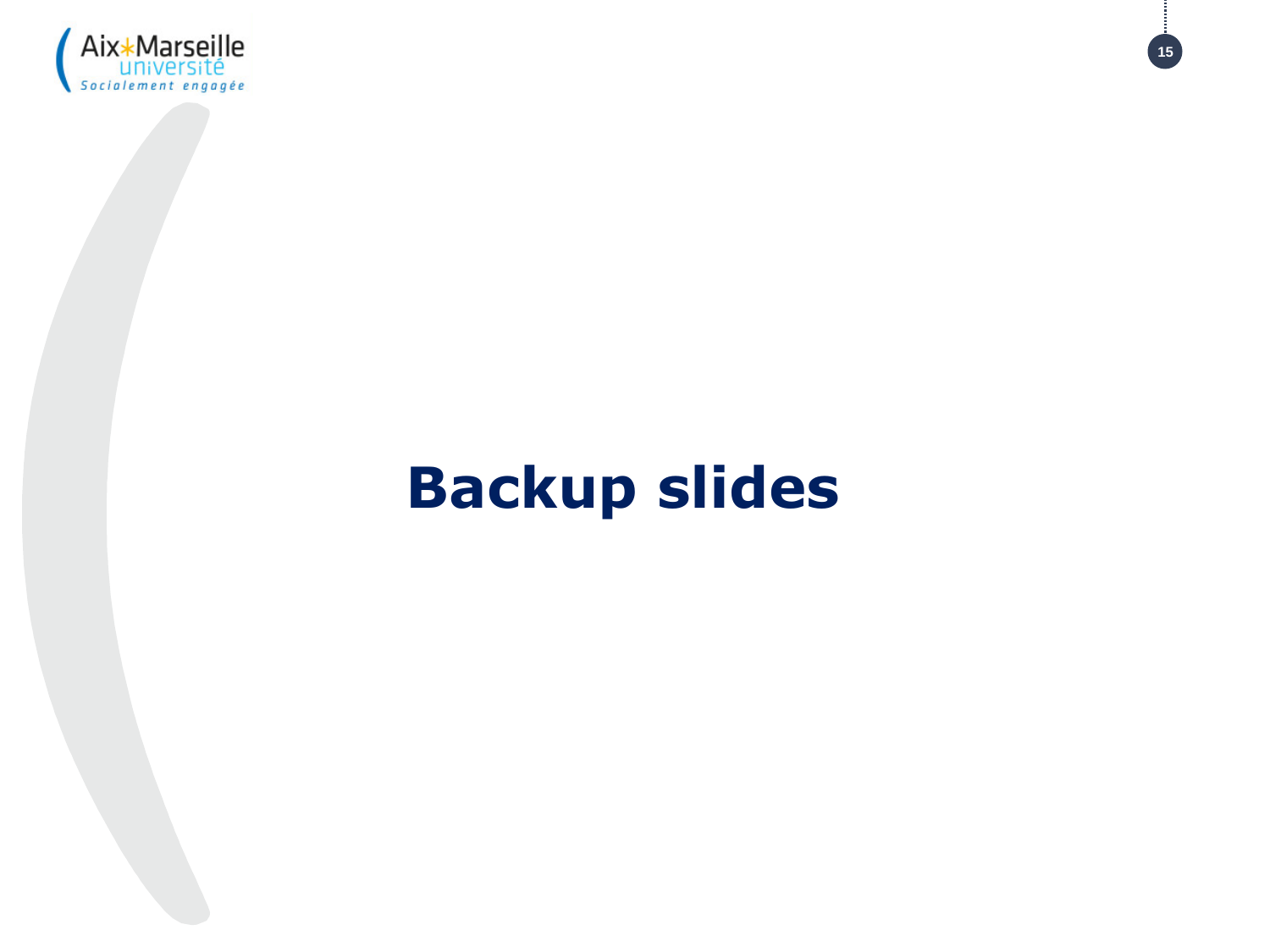# Backup slides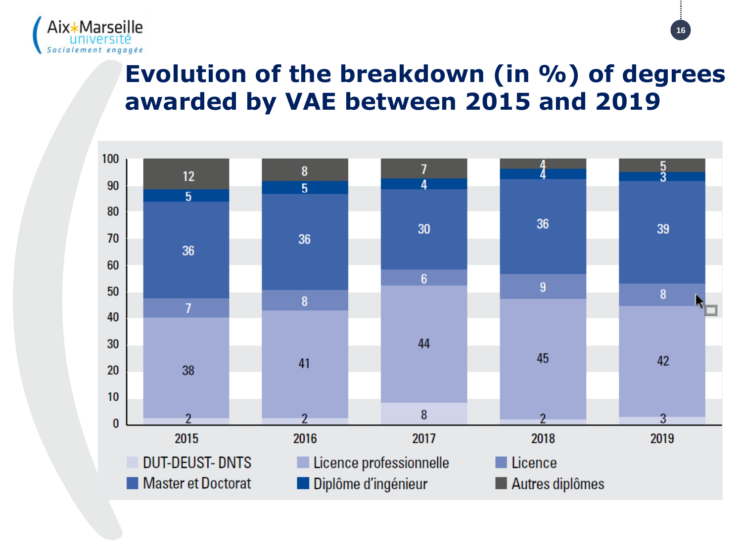# Evolution of the breakdown (in %) of degrees awarded by VAE between 2015 and 2019

| | 2015 | 2016 | 2017 | 2018 | 2019 |
|---|---|---|---|---|---|
| DUT-DEUST- DNTS | 2 | 2 | 8 | 2 | 3 |
| Licence professionnelle | 38 | 41 | 44 | 45 | 42 |
| Licence | 7 | 8 | 6 | 9 | 8 |
| Master et Doctorat | 36 | 36 | 30 | 36 | 39 |
| Diplôme d'ingénieur | 5 | 5 | 4 | 4 | 3 |
| Autres diplômes | 12 | 8 | 7 | 4 | 5 |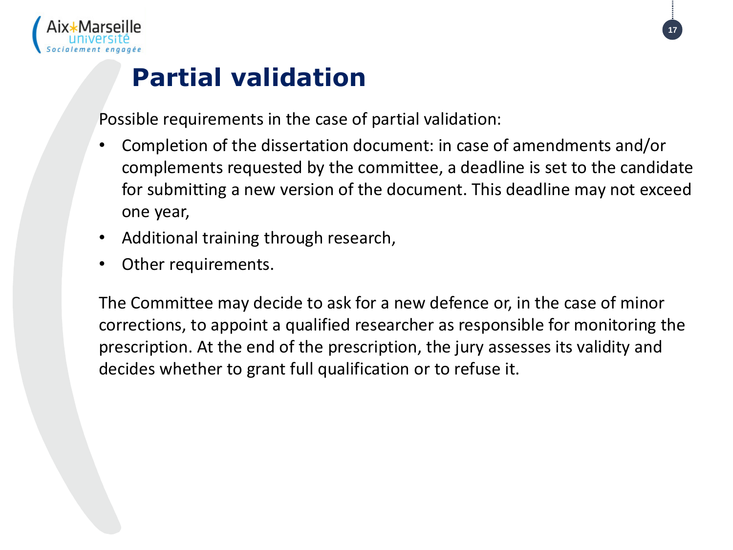# Partial validation

Possible requirements in the case of partial validation:

- Completion of the dissertation document: in case of amendments and/or complements requested by the committee, a deadline is set to the candidate for submitting a new version of the document. This deadline may not exceed one year,
- Additional training through research,
- Other requirements.

The Committee may decide to ask for a new defence or, in the case of minor corrections, to appoint a qualified researcher as responsible for monitoring the prescription. At the end of the prescription, the jury assesses its validity and decides whether to grant full qualification or to refuse it.